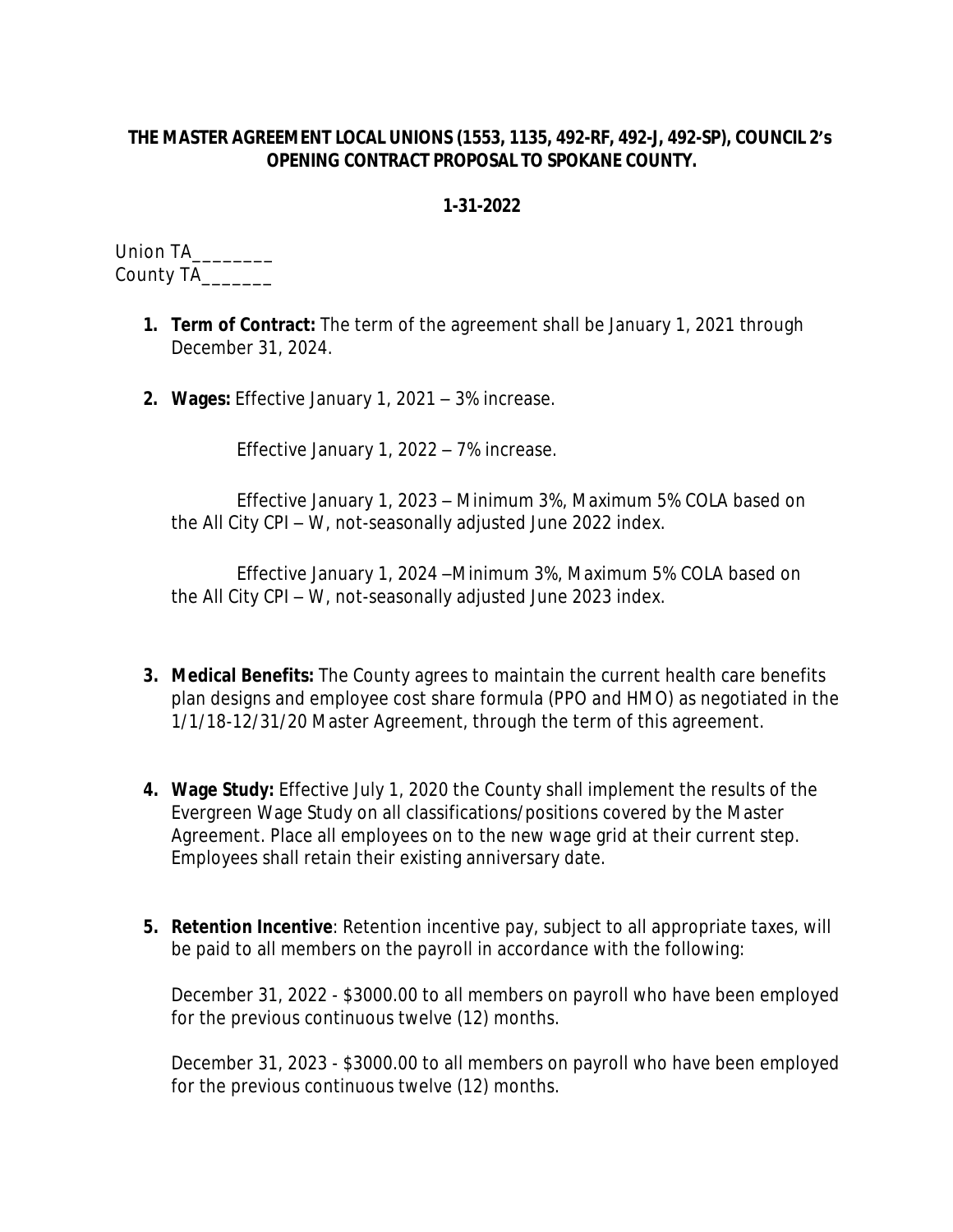**THE MASTER AGREEMENT LOCAL UNIONS (1553, 1135, 492-RF, 492-J, 492-SP), COUNCIL 2's OPENING CONTRACT PROPOSAL TO SPOKANE COUNTY.**

**1-31-2022**

Union TA________
County TA_______

1. **Term of Contract:** The term of the agreement shall be January 1, 2021 through December 31, 2024.

2. **Wages:** Effective January 1, 2021 – 3% increase.

   Effective January 1, 2022 – 7% increase.

   Effective January 1, 2023 – Minimum 3%, Maximum 5% COLA based on the All City CPI – W, not-seasonally adjusted June 2022 index.

   Effective January 1, 2024 –Minimum 3%, Maximum 5% COLA based on the All City CPI – W, not-seasonally adjusted June 2023 index.

3. **Medical Benefits:** The County agrees to maintain the current health care benefits plan designs and employee cost share formula (PPO and HMO) as negotiated in the 1/1/18-12/31/20 Master Agreement, through the term of this agreement.

4. **Wage Study:** Effective July 1, 2020 the County shall implement the results of the Evergreen Wage Study on all classifications/positions covered by the Master Agreement. Place all employees on to the new wage grid at their current step. Employees shall retain their existing anniversary date.

5. **Retention Incentive**: Retention incentive pay, subject to all appropriate taxes, will be paid to all members on the payroll in accordance with the following:

   December 31, 2022 - $3000.00 to all members on payroll who have been employed for the previous continuous twelve (12) months.

   December 31, 2023 - $3000.00 to all members on payroll who have been employed for the previous continuous twelve (12) months.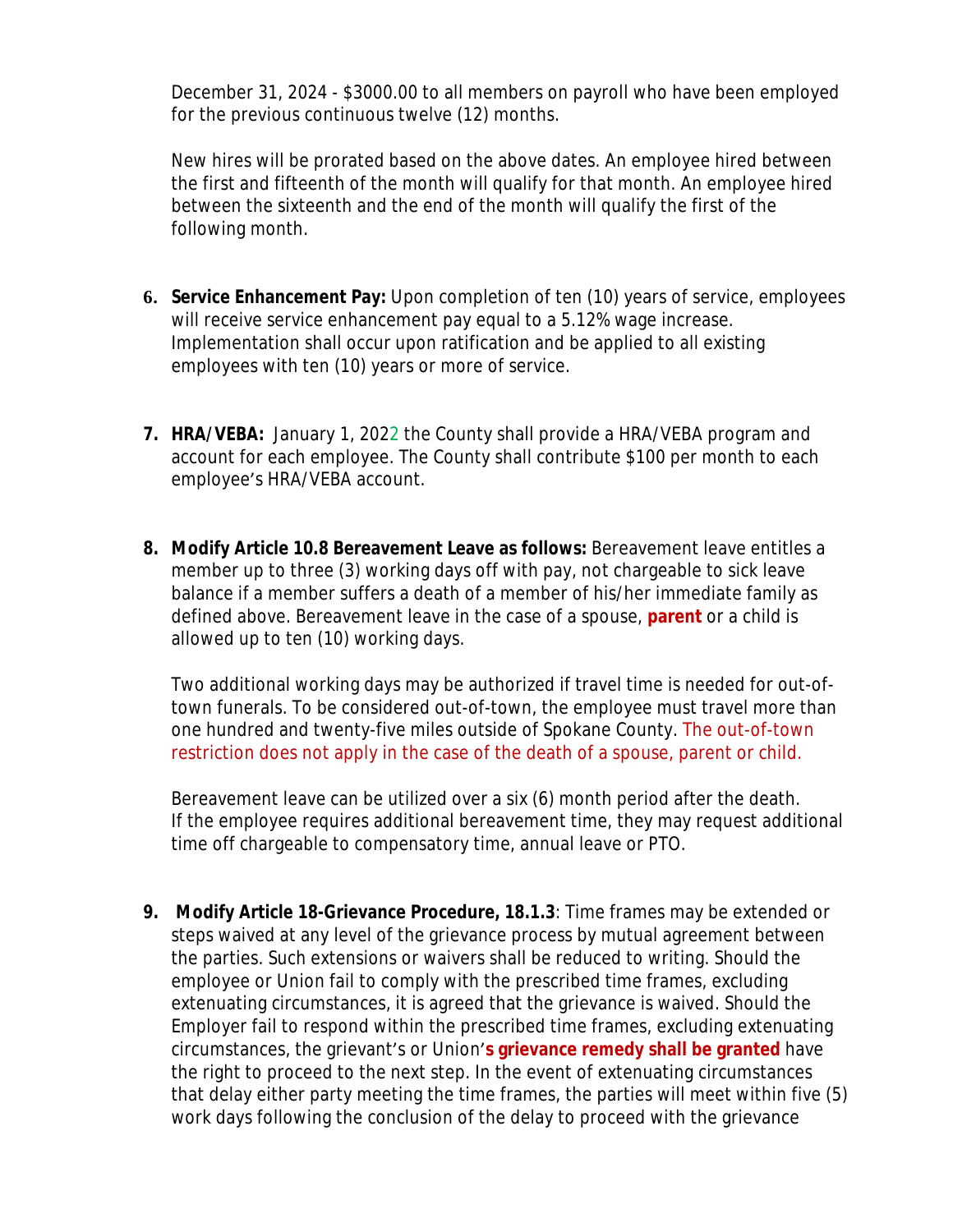December 31, 2024 - $3000.00 to all members on payroll who have been employed for the previous continuous twelve (12) months.

New hires will be prorated based on the above dates. An employee hired between the first and fifteenth of the month will qualify for that month. An employee hired between the sixteenth and the end of the month will qualify the first of the following month.

6. **Service Enhancement Pay:** Upon completion of ten (10) years of service, employees will receive service enhancement pay equal to a 5.12% wage increase. Implementation shall occur upon ratification and be applied to all existing employees with ten (10) years or more of service.

7. **HRA/VEBA:** January 1, 2022 the County shall provide a HRA/VEBA program and account for each employee. The County shall contribute $100 per month to each employee's HRA/VEBA account.

8. **Modify Article 10.8 Bereavement Leave as follows:** Bereavement leave entitles a member up to three (3) working days off with pay, not chargeable to sick leave balance if a member suffers a death of a member of his/her immediate family as defined above. Bereavement leave in the case of a spouse, **parent** or a child is allowed up to ten (10) working days.

   Two additional working days may be authorized if travel time is needed for out-of-town funerals. To be considered out-of-town, the employee must travel more than one hundred and twenty-five miles outside of Spokane County. The out-of-town restriction does not apply in the case of the death of a spouse, parent or child.

   Bereavement leave can be utilized over a six (6) month period after the death. If the employee requires additional bereavement time, they may request additional time off chargeable to compensatory time, annual leave or PTO.

9. **Modify Article 18-Grievance Procedure, 18.1.3**: Time frames may be extended or steps waived at any level of the grievance process by mutual agreement between the parties. Such extensions or waivers shall be reduced to writing. Should the employee or Union fail to comply with the prescribed time frames, excluding extenuating circumstances, it is agreed that the grievance is waived. Should the Employer fail to respond within the prescribed time frames, excluding extenuating circumstances, the grievant's or Union'**s grievance remedy shall be granted** have the right to proceed to the next step. In the event of extenuating circumstances that delay either party meeting the time frames, the parties will meet within five (5) work days following the conclusion of the delay to proceed with the grievance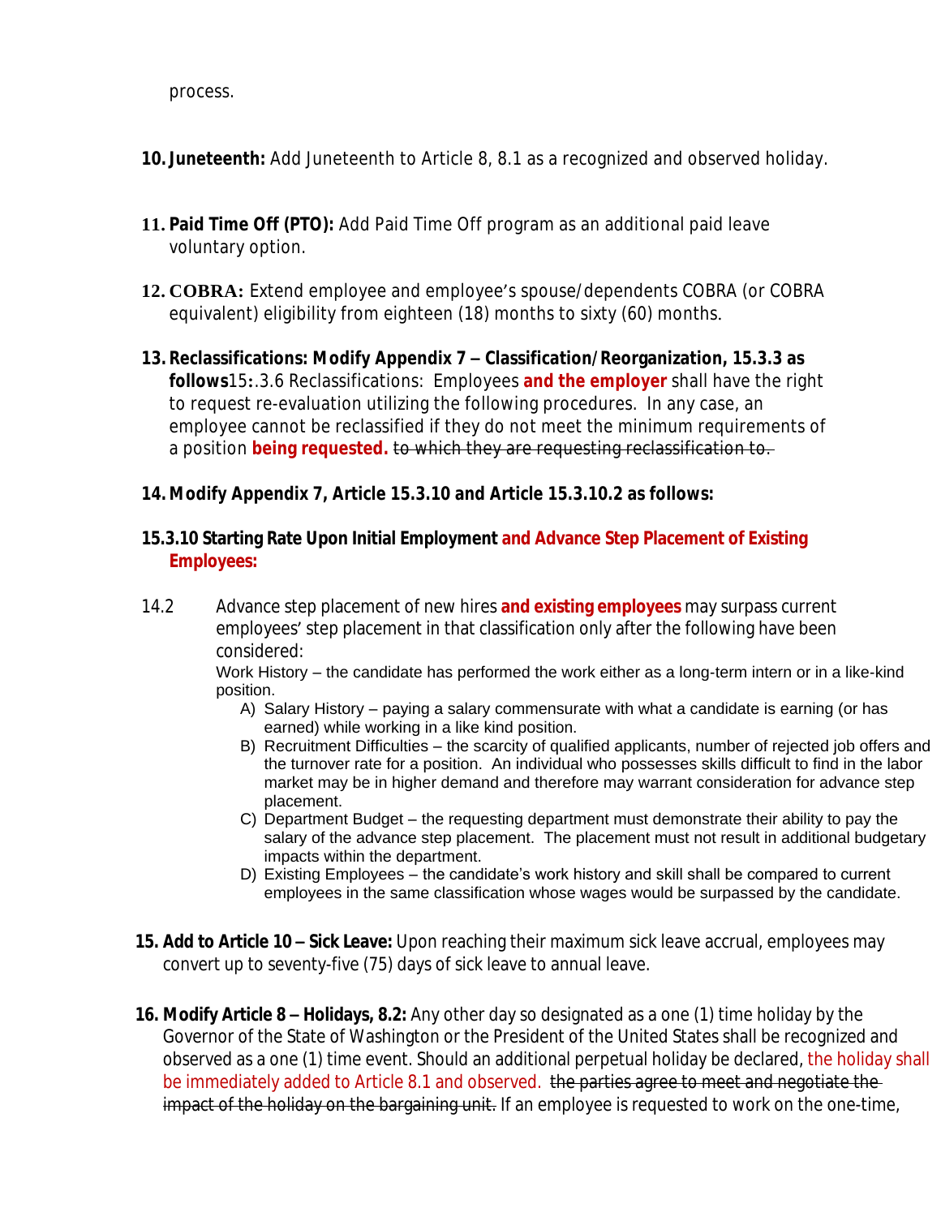process.

10. **Juneteenth:** Add Juneteenth to Article 8, 8.1 as a recognized and observed holiday.

11. **Paid Time Off (PTO):** Add Paid Time Off program as an additional paid leave voluntary option.

12. **COBRA:** Extend employee and employee's spouse/dependents COBRA (or COBRA equivalent) eligibility from eighteen (18) months to sixty (60) months.

13. **Reclassifications: Modify Appendix 7 – Classification/Reorganization, 15.3.3 as follows**15:.3.6 Reclassifications: Employees **and the employer** shall have the right to request re-evaluation utilizing the following procedures. In any case, an employee cannot be reclassified if they do not meet the minimum requirements of a position **being requested.** ~~to which they are requesting reclassification to.~~

14. **Modify Appendix 7, Article 15.3.10 and Article 15.3.10.2 as follows:**

**15.3.10 Starting Rate Upon Initial Employment and Advance Step Placement of Existing Employees:**

14.2 Advance step placement of new hires **and existing employees** may surpass current employees' step placement in that classification only after the following have been considered:

Work History – the candidate has performed the work either as a long-term intern or in a like-kind position.

A) Salary History – paying a salary commensurate with what a candidate is earning (or has earned) while working in a like kind position.
B) Recruitment Difficulties – the scarcity of qualified applicants, number of rejected job offers and the turnover rate for a position. An individual who possesses skills difficult to find in the labor market may be in higher demand and therefore may warrant consideration for advance step placement.
C) Department Budget – the requesting department must demonstrate their ability to pay the salary of the advance step placement. The placement must not result in additional budgetary impacts within the department.
D) Existing Employees – the candidate's work history and skill shall be compared to current employees in the same classification whose wages would be surpassed by the candidate.

15. **Add to Article 10 – Sick Leave:** Upon reaching their maximum sick leave accrual, employees may convert up to seventy-five (75) days of sick leave to annual leave.

16. **Modify Article 8 – Holidays, 8.2:** Any other day so designated as a one (1) time holiday by the Governor of the State of Washington or the President of the United States shall be recognized and observed as a one (1) time event. Should an additional perpetual holiday be declared, the holiday shall be immediately added to Article 8.1 and observed. ~~the parties agree to meet and negotiate the impact of the holiday on the bargaining unit.~~ If an employee is requested to work on the one-time,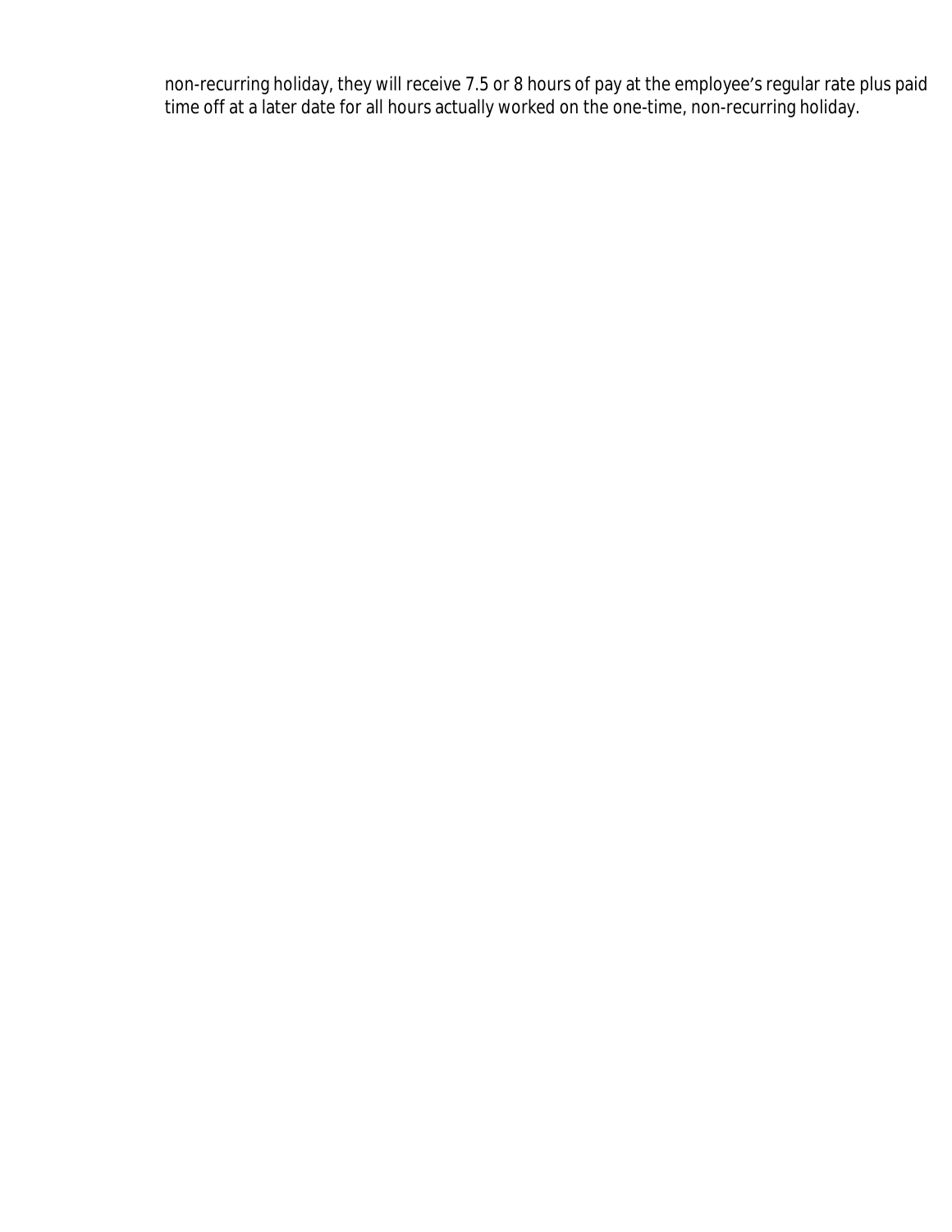non-recurring holiday, they will receive 7.5 or 8 hours of pay at the employee's regular rate plus paid time off at a later date for all hours actually worked on the one-time, non-recurring holiday.